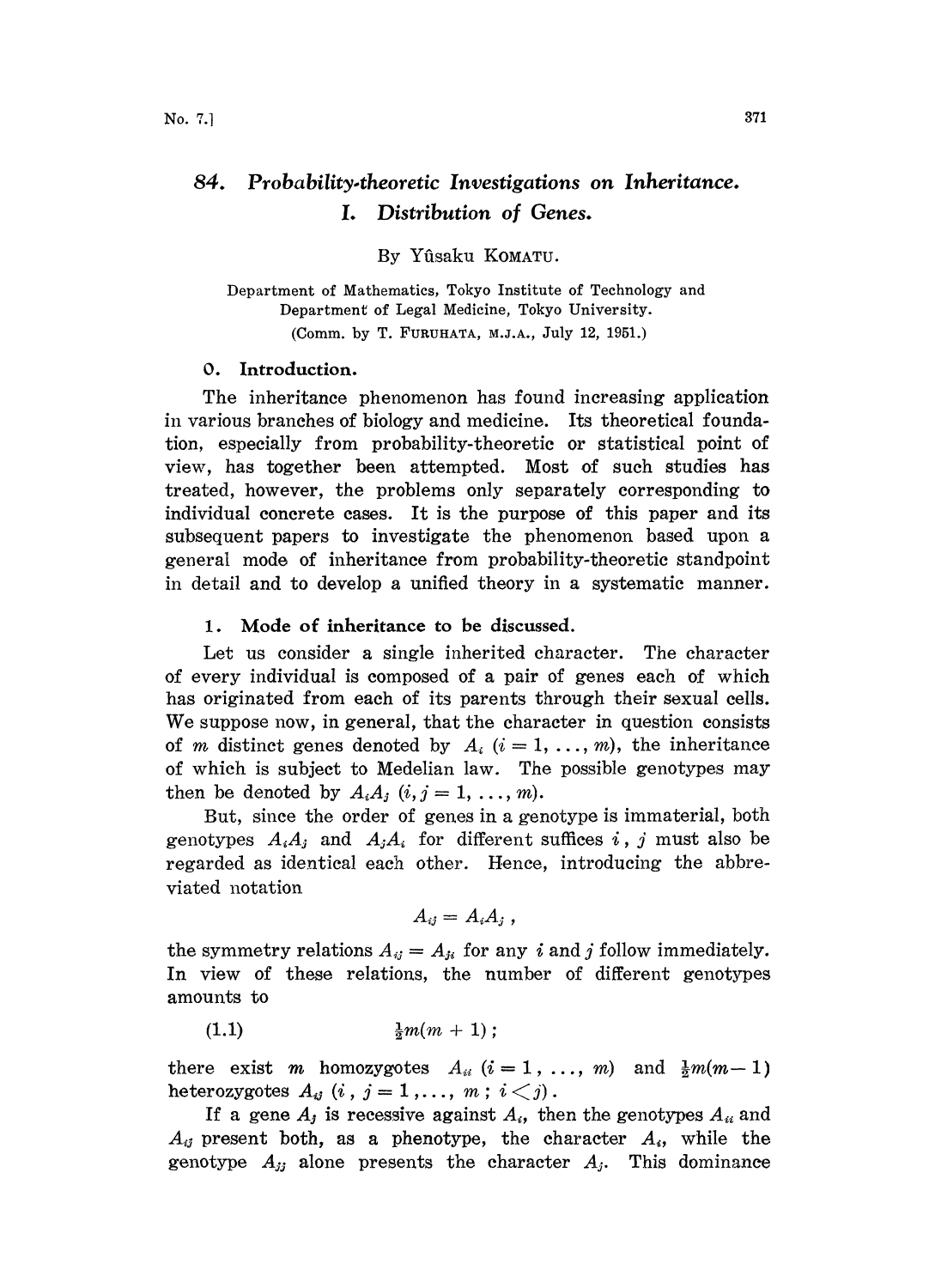# 84. Probability-theoretic Investigations on Inheritance. I. Distribution of Genes.

By Yûsaku KOMATU.

Department of Mathematics, Tokyo Institute of Technology and Department of Legal Medicine, Tokyo University.

(Comm. by T. FURUHATA, M.J.A., July 12, 1951.)

## 0. Introduction.

The inheritance phenomenon has found increasing application in various branches of biology and medicine. Its theoretical foundation, especially from probability-theoretic or statistical point of view, has together been attempted. Most of such studies has treated, however, the problems only separately corresponding to individual concrete cases. It is the purpose of this paper and its subsequent papers to investigate the phenomenon based upon a general mode of inheritance from probability-theoretic standpoint in detail and to develop a unified theory in a systematic manner.

## 1. Mode of inheritance to be discussed.

Let us consider a single inherited character. The character of every individual is composed of a pair of genes each of which has originated from each of its parents through their sexual cells. We suppose now, in general, that the character in question consists of $m$ distinct genes denoted by $A_i$ $(i = 1, \ldots, m)$, the inheritance of which is subject to Medelian law. The possible genotypes may then be denoted by $A_iA_j$ $(i, j = 1, \ldots, m)$.

But, since the order of genes in a genotype is immaterial, both genotypes $A_iA_j$ and $A_jA_i$ for different suffices $i$, $j$ must also be regarded as identical each other. Hence, introducing the abbreviated notation

$$A_{ij} = A_iA_j,$$

the symmetry relations $A_{ij} = A_{ji}$ for any $i$ and $j$ follow immediately. In view of these relations, the number of different genotypes amounts to

$$\tfrac{1}{2}m(m+1); \tag{1.1}$$

there exist $m$ homozygotes $A_{ii}$ $(i = 1, \ldots, m)$ and $\frac{1}{2}m(m-1)$ heterozygotes $A_{ij}$ $(i, j = 1, \ldots, m;\ i < j)$.

If a gene $A_j$ is recessive against $A_i$, then the genotypes $A_{ii}$ and $A_{ij}$ present both, as a phenotype, the character $A_i$, while the genotype $A_{jj}$ alone presents the character $A_j$. This dominance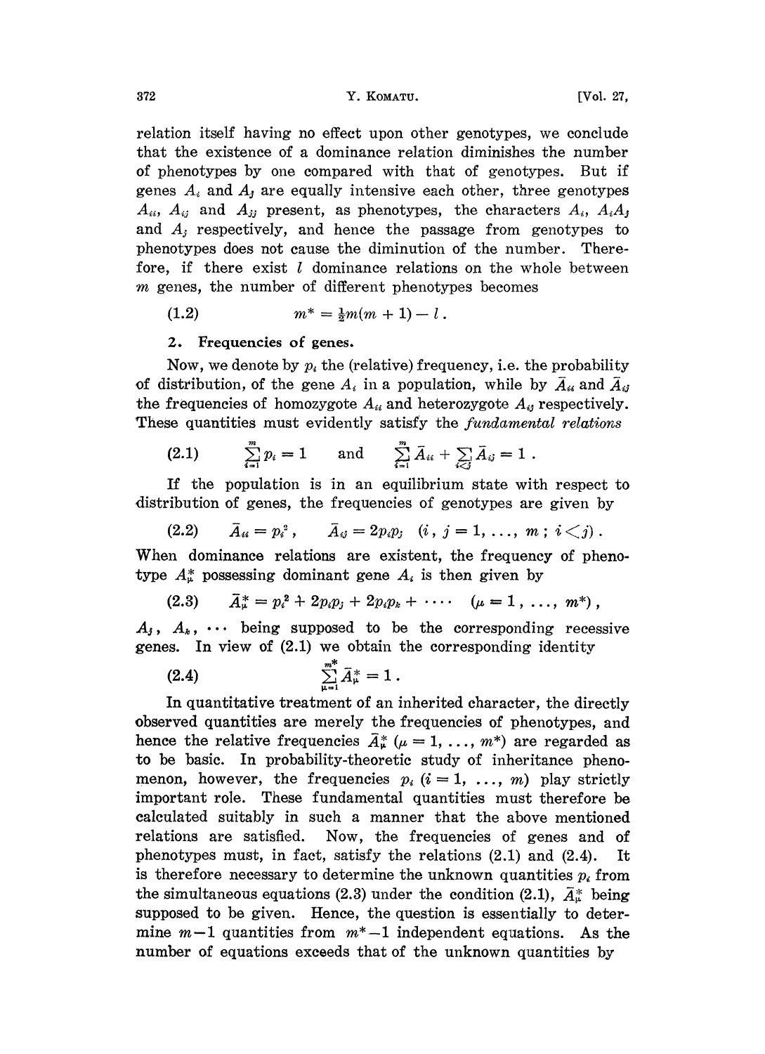relation itself having no effect upon other genotypes, we conclude that the existence of a dominance relation diminishes the number of phenotypes by one compared with that of genotypes. But if genes $A_i$ and $A_j$ are equally intensive each other, three genotypes $A_{ii}$, $A_{ij}$ and $A_{jj}$ present, as phenotypes, the characters $A_i$, $A_iA_j$ and $A_j$ respectively, and hence the passage from genotypes to phenotypes does not cause the diminution of the number. Therefore, if there exist $l$ dominance relations on the whole between $m$ genes, the number of different phenotypes becomes

$$m^* = \tfrac{1}{2}m(m+1) - l\,. \tag{1.2}$$

## 2. Frequencies of genes.

Now, we denote by $p_i$ the (relative) frequency, i.e. the probability of distribution, of the gene $A_i$ in a population, while by $\bar{A}_{ii}$ and $\bar{A}_{ij}$ the frequencies of homozygote $A_{ii}$ and heterozygote $A_{ij}$ respectively. These quantities must evidently satisfy the *fundamental relations*

$$\sum_{i=1}^{m} p_i = 1 \qquad \text{and} \qquad \sum_{i=1}^{m} \bar{A}_{ii} + \sum_{i<j} \bar{A}_{ij} = 1\,. \tag{2.1}$$

If the population is in an equilibrium state with respect to distribution of genes, the frequencies of genotypes are given by

$$\bar{A}_{ii} = p_i^2\,, \qquad \bar{A}_{ij} = 2p_ip_j \quad (i\,,\, j = 1, \ldots, m\,;\; i<j)\,. \tag{2.2}$$

When dominance relations are existent, the frequency of phenotype $A^*_\mu$ possessing dominant gene $A_i$ is then given by

$$\bar{A}^*_\mu = p_i^2 + 2p_ip_j + 2p_ip_k + \cdots \quad (\mu = 1\,, \ldots, m^*)\,, \tag{2.3}$$

$A_j$, $A_k$, $\cdots$ being supposed to be the corresponding recessive genes. In view of (2.1) we obtain the corresponding identity

$$\sum_{\mu=1}^{m^*} \bar{A}^*_\mu = 1\,. \tag{2.4}$$

In quantitative treatment of an inherited character, the directly observed quantities are merely the frequencies of phenotypes, and hence the relative frequencies $\bar{A}^*_\mu$ $(\mu = 1, \ldots, m^*)$ are regarded as to be basic. In probability-theoretic study of inheritance phenomenon, however, the frequencies $p_i$ $(i = 1, \ldots, m)$ play strictly important role. These fundamental quantities must therefore be calculated suitably in such a manner that the above mentioned relations are satisfied. Now, the frequencies of genes and of phenotypes must, in fact, satisfy the relations (2.1) and (2.4). It is therefore necessary to determine the unknown quantities $p_i$ from the simultaneous equations (2.3) under the condition (2.1), $\bar{A}^*_\mu$ being supposed to be given. Hence, the question is essentially to determine $m-1$ quantities from $m^*-1$ independent equations. As the number of equations exceeds that of the unknown quantities by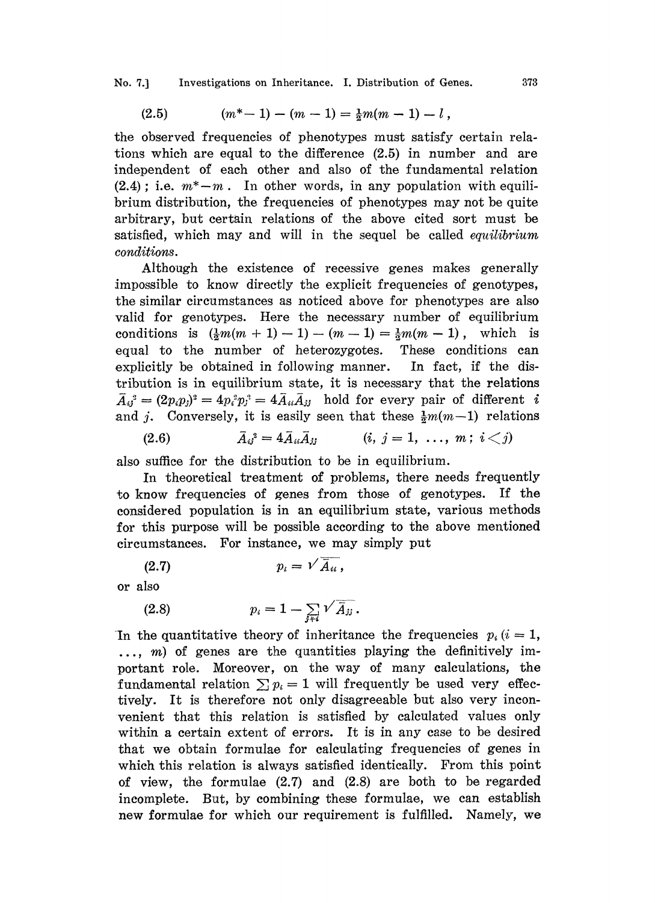$$(2.5) \qquad (m^* - 1) - (m - 1) = \tfrac{1}{2}m(m-1) - l\,,$$

the observed frequencies of phenotypes must satisfy certain relations which are equal to the difference (2.5) in number and are independent of each other and also of the fundamental relation (2.4); i.e. $m^* - m$. In other words, in any population with equilibrium distribution, the frequencies of phenotypes may not be quite arbitrary, but certain relations of the above cited sort must be satisfied, which may and will in the sequel be called *equilibrium conditions*.

Although the existence of recessive genes makes generally impossible to know directly the explicit frequencies of genotypes, the similar circumstances as noticed above for phenotypes are also valid for genotypes. Here the necessary number of equilibrium conditions is $(\frac{1}{2}m(m+1) - 1) - (m - 1) = \frac{1}{2}m(m-1)$, which is equal to the number of heterozygotes. These conditions can explicitly be obtained in following manner. In fact, if the distribution is in equilibrium state, it is necessary that the relations $\bar{A}_{ij}^2 = (2p_ip_j)^2 = 4p_i^2p_j^2 = 4\bar{A}_{ii}\bar{A}_{jj}$ hold for every pair of different $i$ and $j$. Conversely, it is easily seen that these $\frac{1}{2}m(m-1)$ relations

$$(2.6) \qquad \bar{A}_{ij}^2 = 4\bar{A}_{ii}\bar{A}_{jj} \qquad (i, j = 1, \ldots, m;\ i < j)$$

also suffice for the distribution to be in equilibrium.

In theoretical treatment of problems, there needs frequently to know frequencies of genes from those of genotypes. If the considered population is in an equilibrium state, various methods for this purpose will be possible according to the above mentioned circumstances. For instance, we may simply put

$$(2.7) \qquad p_i = \sqrt{\bar{A}_{ii}}\,,$$

or also

$$(2.8) \qquad p_i = 1 - \sum_{j \neq i} \sqrt{\bar{A}_{jj}}\,.$$

In the quantitative theory of inheritance the frequencies $p_i$ $(i = 1, \ldots, m)$ of genes are the quantities playing the definitively important role. Moreover, on the way of many calculations, the fundamental relation $\sum p_i = 1$ will frequently be used very effectively. It is therefore not only disagreeable but also very inconvenient that this relation is satisfied by calculated values only within a certain extent of errors. It is in any case to be desired that we obtain formulae for calculating frequencies of genes in which this relation is always satisfied identically. From this point of view, the formulae (2.7) and (2.8) are both to be regarded incomplete. But, by combining these formulae, we can establish new formulae for which our requirement is fulfilled. Namely, we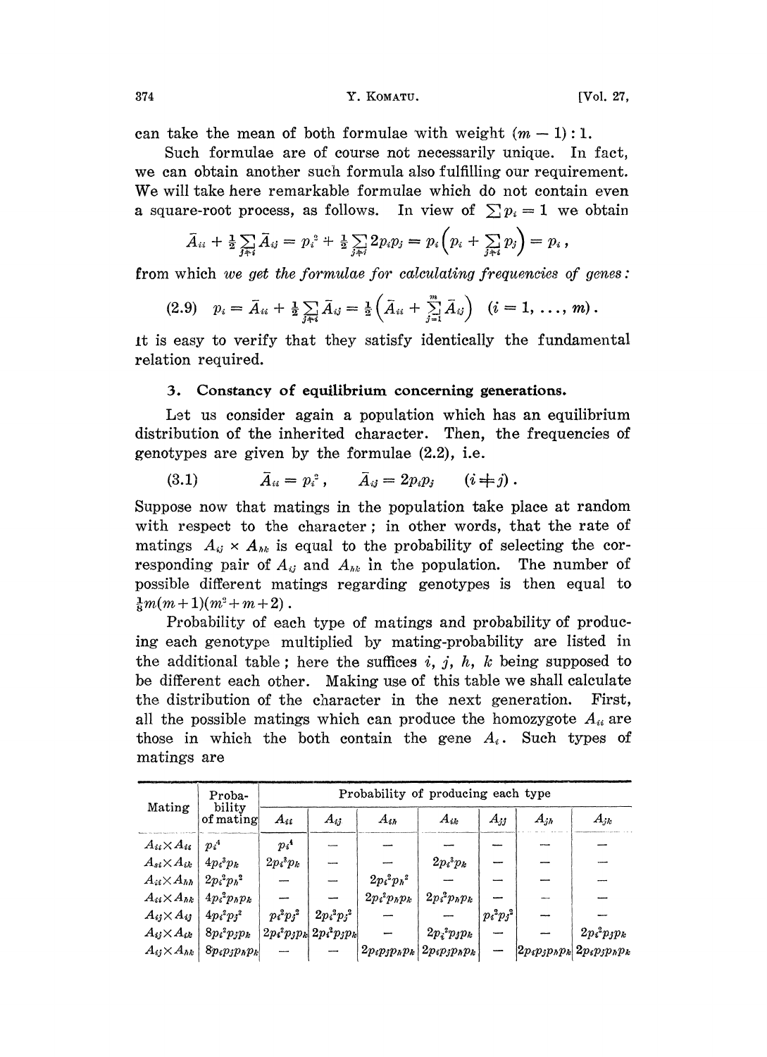can take the mean of both formulae with weight $(m-1):1$.

Such formulae are of course not necessarily unique. In fact, we can obtain another such formula also fulfilling our requirement. We will take here remarkable formulae which do not contain even a square-root process, as follows. In view of $\sum p_i = 1$ we obtain

$$\bar{A}_{ii} + \tfrac{1}{2}\sum_{j \neq i} \bar{A}_{ij} = p_i^2 + \tfrac{1}{2}\sum_{j \neq i} 2p_i p_j = p_i \Big(p_i + \sum_{j \neq i} p_j\Big) = p_i ,$$

from which *we get the formulae for calculating frequencies of genes:*

$$(2.9) \quad p_i = \bar{A}_{ii} + \tfrac{1}{2}\sum_{j \neq i} \bar{A}_{ij} = \tfrac{1}{2}\Big(\bar{A}_{ii} + \sum_{j=1}^{m} \bar{A}_{ij}\Big) \quad (i = 1, \ldots, m).$$

It is easy to verify that they satisfy identically the fundamental relation required.

### 3. Constancy of equilibrium concerning generations.

Let us consider again a population which has an equilibrium distribution of the inherited character. Then, the frequencies of genotypes are given by the formulae (2.2), i.e.

$$(3.1) \qquad \bar{A}_{ii} = p_i^2 , \qquad \bar{A}_{ij} = 2p_i p_j \qquad (i \neq j).$$

Suppose now that matings in the population take place at random with respect to the character; in other words, that the rate of matings $A_{ij} \times A_{hk}$ is equal to the probability of selecting the corresponding pair of $A_{ij}$ and $A_{hk}$ in the population. The number of possible different matings regarding genotypes is then equal to $\frac{1}{8}m(m+1)(m^2+m+2)$.

Probability of each type of matings and probability of producing each genotype multiplied by mating-probability are listed in the additional table; here the suffices $i$, $j$, $h$, $k$ being supposed to be different each other. Making use of this table we shall calculate the distribution of the character in the next generation. First, all the possible matings which can produce the homozygote $A_{ii}$ are those in which the both contain the gene $A_i$. Such types of matings are

| Mating | Probability of mating | Probability of producing each type | | | | | | |
|---|---|---|---|---|---|---|---|---|
| | | $A_{ii}$ | $A_{ij}$ | $A_{ih}$ | $A_{ik}$ | $A_{jj}$ | $A_{jh}$ | $A_{jk}$ |
| $A_{ii}\times A_{ii}$ | $p_i^4$ | $p_i^4$ | — | — | — | — | — | — |
| $A_{ii}\times A_{ik}$ | $4p_i^3p_k$ | $2p_i^3p_k$ | — | — | $2p_i^3p_k$ | — | — | — |
| $A_{ii}\times A_{hh}$ | $2p_i^2p_h^2$ | — | — | $2p_i^2p_h^2$ | — | — | — | — |
| $A_{ii}\times A_{hk}$ | $4p_i^2p_hp_k$ | — | — | $2p_i^2p_hp_k$ | $2p_i^2p_hp_k$ | — | — | — |
| $A_{ij}\times A_{ij}$ | $4p_i^2p_j^2$ | $p_i^2p_j^2$ | $2p_i^2p_j^2$ | — | — | $p_i^2p_j^2$ | — | — |
| $A_{ij}\times A_{ik}$ | $8p_i^2p_jp_k$ | $2p_i^2p_jp_k$ | $2p_i^2p_jp_k$ | — | $2p_i^2p_jp_k$ | — | — | $2p_i^2p_jp_k$ |
| $A_{ij}\times A_{hk}$ | $8p_ip_jp_hp_k$ | — | — | $2p_ip_jp_hp_k$ | $2p_ip_jp_hp_k$ | — | $2p_ip_jp_hp_k$ | $2p_ip_jp_hp_k$ |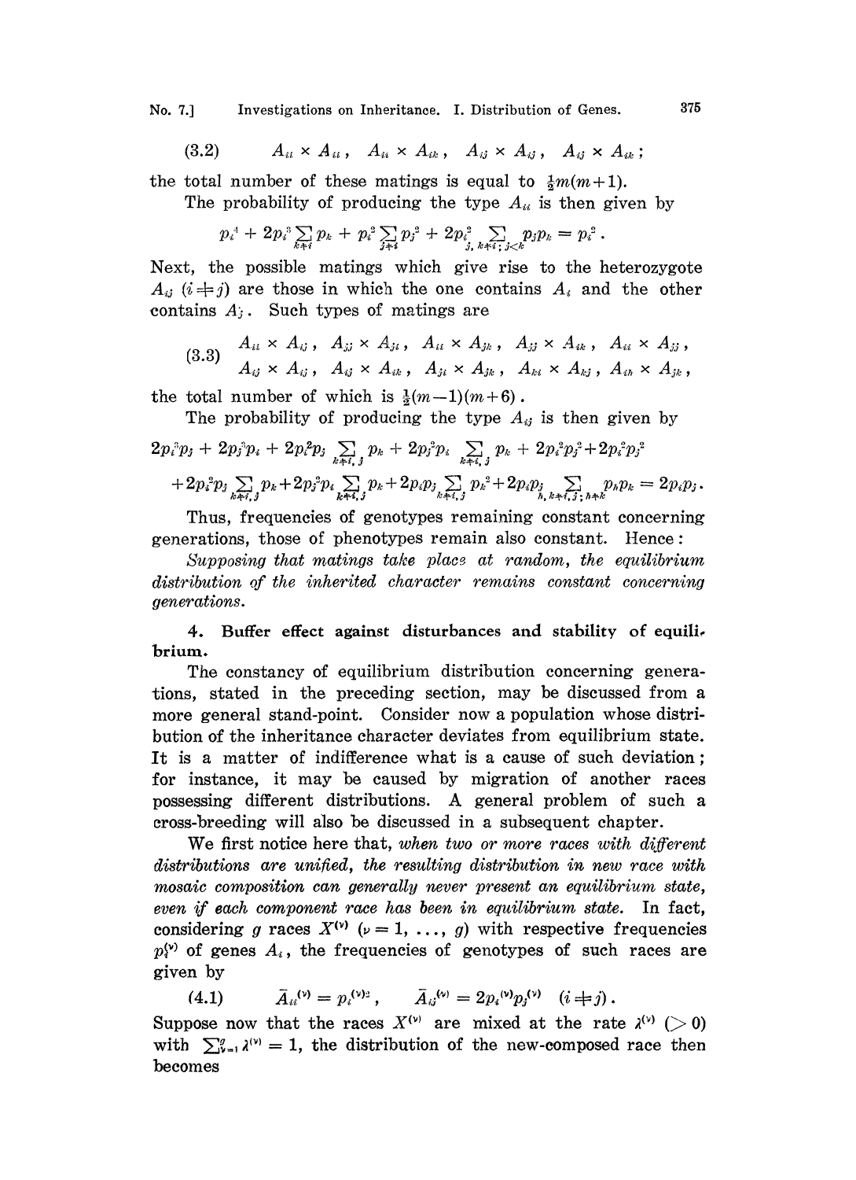$$(3.2) \qquad A_{ii} \times A_{ii}\,, \quad A_{ii} \times A_{ik}\,, \quad A_{ij} \times A_{ij}\,, \quad A_{ij} \times A_{ik}\,;$$

the total number of these matings is equal to $\frac{1}{2}m(m+1)$.

The probability of producing the type $A_{ii}$ is then given by

$$p_i^4 + 2p_i^3 \sum_{k \neq i} p_k + p_i^2 \sum_{j \neq i} p_j^2 + 2p_i^2 \sum_{j,\, k \neq i;\, j<k} p_j p_k = p_i^2\,.$$

Next, the possible matings which give rise to the heterozygote $A_{ij}$ $(i \neq j)$ are those in which the one contains $A_i$ and the other contains $A_j$. Such types of matings are

$$(3.3) \qquad \begin{array}{l} A_{ii} \times A_{ij}\,, \quad A_{jj} \times A_{ji}\,, \quad A_{ii} \times A_{jk}\,, \quad A_{jj} \times A_{ik}\,, \quad A_{ii} \times A_{jj}\,, \\ A_{ij} \times A_{ij}\,, \quad A_{ij} \times A_{ik}\,, \quad A_{ji} \times A_{jk}\,, \quad A_{ki} \times A_{kj}\,, \quad A_{ih} \times A_{jk}\,, \end{array}$$

the total number of which is $\frac{1}{2}(m-1)(m+6)$.

The probability of producing the type $A_{ij}$ is then given by

$$2p_i^3 p_j + 2p_j^3 p_i + 2p_i^2 p_j \sum_{k \neq i,\, j} p_k + 2p_j^2 p_i \sum_{k \neq i,\, j} p_k + 2p_i^2 p_j^2 + 2p_i^2 p_j^2$$
$$+ 2p_i^2 p_j \sum_{k \neq i,\, j} p_k + 2p_j^2 p_i \sum_{k \neq i,\, j} p_k + 2p_i p_j \sum_{k \neq i,\, j} p_k^2 + 2p_i p_j \sum_{h,\, k \neq i,\, j;\, h \neq k} p_h p_k = 2p_i p_j\,.$$

Thus, frequencies of genotypes remaining constant concerning generations, those of phenotypes remain also constant. Hence:

*Supposing that matings take place at random, the equilibrium distribution of the inherited character remains constant concerning generations.*

## 4. Buffer effect against disturbances and stability of equilibrium.

The constancy of equilibrium distribution concerning generations, stated in the preceding section, may be discussed from a more general stand-point. Consider now a population whose distribution of the inheritance character deviates from equilibrium state. It is a matter of indifference what is a cause of such deviation; for instance, it may be caused by migration of another races possessing different distributions. A general problem of such a cross-breeding will also be discussed in a subsequent chapter.

We first notice here that, *when two or more races with different distributions are unified, the resulting distribution in new race with mosaic composition can generally never present an equilibrium state, even if each component race has been in equilibrium state.* In fact, considering $g$ races $X^{(\nu)}$ $(\nu = 1, \ldots, g)$ with respective frequencies $p_i^{(\nu)}$ of genes $A_i$, the frequencies of genotypes of such races are given by

$$(4.1) \qquad \bar{A}_{ii}^{(\nu)} = p_i^{(\nu)2}\,, \qquad \bar{A}_{ij}^{(\nu)} = 2p_i^{(\nu)} p_j^{(\nu)} \quad (i \neq j)\,.$$

Suppose now that the races $X^{(\nu)}$ are mixed at the rate $\lambda^{(\nu)}$ $(> 0)$ with $\sum_{\nu=1}^{g} \lambda^{(\nu)} = 1$, the distribution of the new-composed race then becomes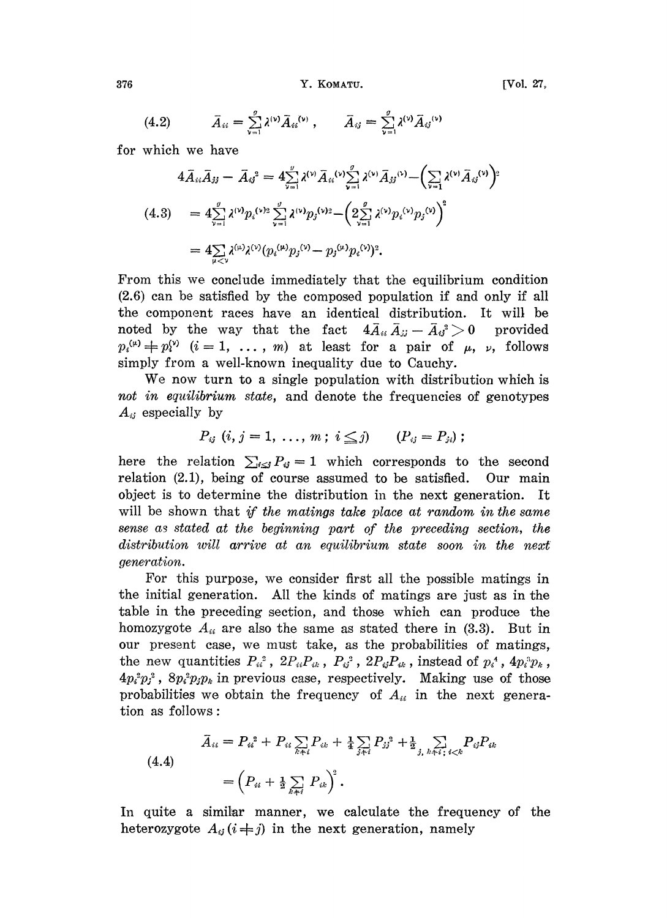$$(4.2) \qquad \bar{A}_{ii} = \sum_{\nu=1}^{g} \lambda^{(\nu)} \bar{A}_{ii}^{(\nu)}, \qquad \bar{A}_{ij} = \sum_{\nu=1}^{g} \lambda^{(\nu)} \bar{A}_{ij}^{(\nu)}$$

for which we have

$$(4.3) \qquad \begin{aligned} 4\bar{A}_{ii}\bar{A}_{jj} - \bar{A}_{ij}^2 &= 4\sum_{\nu=1}^{g} \lambda^{(\nu)} \bar{A}_{ii}^{(\nu)} \sum_{\nu=1}^{g} \lambda^{(\nu)} \bar{A}_{jj}^{(\nu)} - \left( \sum_{\nu=1}^{g} \lambda^{(\nu)} \bar{A}_{ij}^{(\nu)} \right)^2 \\ &= 4\sum_{\nu=1}^{g} \lambda^{(\nu)} p_i^{(\nu)2} \sum_{\nu=1}^{g} \lambda^{(\nu)} p_j^{(\nu)2} - \left( 2\sum_{\nu=1}^{g} \lambda^{(\nu)} p_i^{(\nu)} p_j^{(\nu)} \right)^2 \\ &= 4\sum_{\mu<\nu} \lambda^{(\mu)} \lambda^{(\nu)} (p_i^{(\mu)} p_j^{(\nu)} - p_j^{(\mu)} p_i^{(\nu)})^2. \end{aligned}$$

From this we conclude immediately that the equilibrium condition (2.6) can be satisfied by the composed population if and only if all the component races have an identical distribution. It will be noted by the way that the fact $4\bar{A}_{ii}\bar{A}_{jj} - \bar{A}_{ij}^2 > 0$ provided $p_i^{(\mu)} \neq p_i^{(\nu)}$ $(i = 1, \ldots, m)$ at least for a pair of $\mu$, $\nu$, follows simply from a well-known inequality due to Cauchy.

We now turn to a single population with distribution which is *not in equilibrium state*, and denote the frequencies of genotypes $A_{ij}$ especially by

$$P_{ij} \ (i, j = 1, \ldots, m; \ i \leqq j) \qquad (P_{ij} = P_{ji});$$

here the relation $\sum_{i \leqq j} P_{ij} = 1$ which corresponds to the second relation (2.1), being of course assumed to be satisfied. Our main object is to determine the distribution in the next generation. It will be shown that *if the matings take place at random in the same sense as stated at the beginning part of the preceding section, the distribution will arrive at an equilibrium state soon in the next generation.*

For this purpose, we consider first all the possible matings in the initial generation. All the kinds of matings are just as in the table in the preceding section, and those which can produce the homozygote $A_{ii}$ are also the same as stated there in (3.3). But in our present case, we must take, as the probabilities of matings, the new quantities $P_{ii}^2$, $2P_{ii}P_{ik}$, $P_{ij}^2$, $2P_{ij}P_{ik}$, instead of $p_i^4$, $4p_i^3 p_k$, $4p_i^2 p_j^2$, $8p_i^2 p_j p_k$ in previous case, respectively. Making use of those probabilities we obtain the frequency of $A_{ii}$ in the next generation as follows:

$$(4.4) \qquad \begin{aligned} \bar{A}_{ii} &= P_{ii}^2 + P_{ii} \sum_{k \neq i} P_{ik} + \tfrac{1}{4} \sum_{j \neq i} P_{ij}^2 + \tfrac{1}{2} \sum_{j, k \neq i; \, i<k} P_{ij} P_{ik} \\ &= \left( P_{ii} + \tfrac{1}{2} \sum_{k \neq i} P_{ik} \right)^2. \end{aligned}$$

In quite a similar manner, we calculate the frequency of the heterozygote $A_{ij} \, (i \neq j)$ in the next generation, namely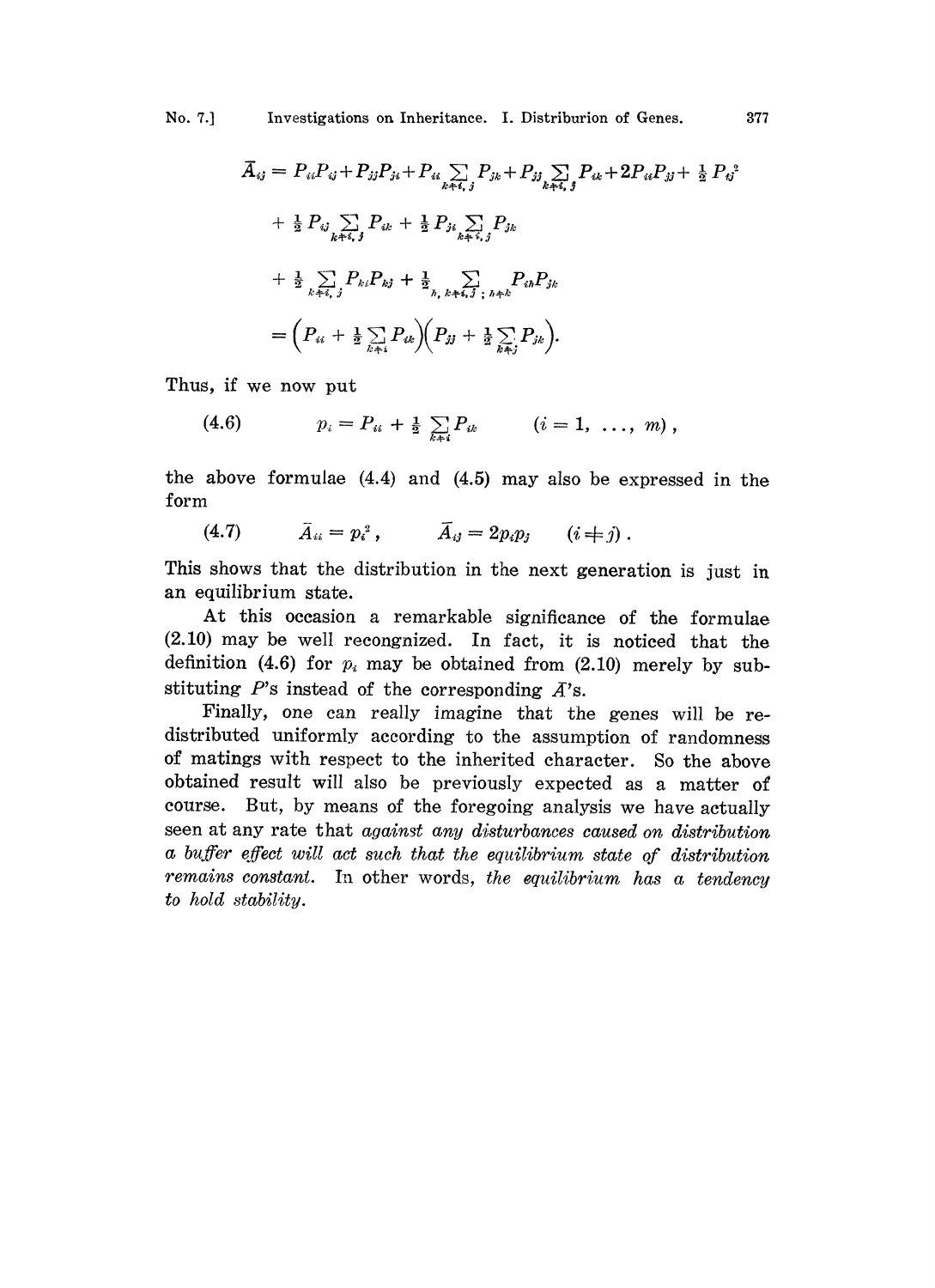$$
\begin{aligned}
\bar{A}_{ij} &= P_{ii}P_{ij} + P_{jj}P_{ji} + P_{ii}\sum_{k\neq i,\,j} P_{jk} + P_{jj}\sum_{k\neq i,\,j} P_{ik} + 2P_{ii}P_{jj} + \tfrac{1}{2}P_{ij}^2 \\
&\quad + \tfrac{1}{2}P_{ij}\sum_{k\neq i,\,j} P_{ik} + \tfrac{1}{2}P_{ji}\sum_{k\neq i,\,j} P_{jk} \\
&\quad + \tfrac{1}{2}\sum_{k\neq i,\,j} P_{ki}P_{kj} + \tfrac{1}{2}\sum_{h,\,k\neq i,\,j\,;\,h\neq k} P_{ih}P_{jk} \\
&= \Big(P_{ii} + \tfrac{1}{2}\sum_{k\neq i} P_{ik}\Big)\Big(P_{jj} + \tfrac{1}{2}\sum_{k\neq j} P_{jk}\Big).
\end{aligned}
$$

Thus, if we now put

$$
(4.6) \qquad p_i = P_{ii} + \tfrac{1}{2}\sum_{k\neq i} P_{ik} \qquad (i = 1,\ \ldots,\ m),
$$

the above formulae (4.4) and (4.5) may also be expressed in the form

$$
(4.7) \qquad \bar{A}_{ii} = p_i^2, \qquad \bar{A}_{ij} = 2p_ip_j \qquad (i \neq j).
$$

This shows that the distribution in the next generation is just in an equilibrium state.

At this occasion a remarkable significance of the formulae (2.10) may be well recongnized. In fact, it is noticed that the definition (4.6) for $p_i$ may be obtained from (2.10) merely by substituting $P$'s instead of the corresponding $\bar{A}$'s.

Finally, one can really imagine that the genes will be redistributed uniformly according to the assumption of randomness of matings with respect to the inherited character. So the above obtained result will also be previously expected as a matter of course. But, by means of the foregoing analysis we have actually seen at any rate that *against any disturbances caused on distribution a buffer effect will act such that the equilibrium state of distribution remains constant.* In other words, *the equilibrium has a tendency to hold stability.*